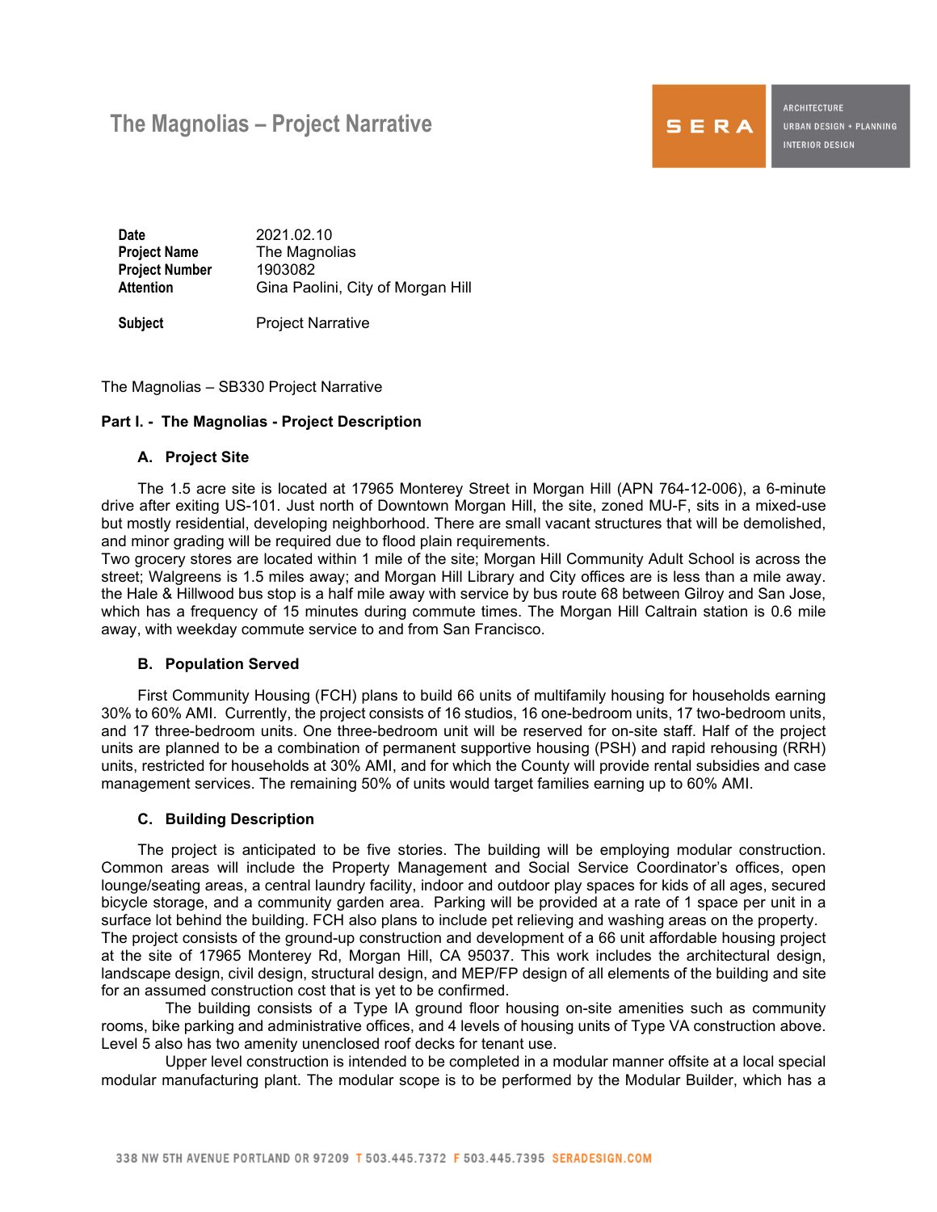# The Magnolias – Project Narrative

| | |
|---|---|
| **Date** | 2021.02.10 |
| **Project Name** | The Magnolias |
| **Project Number** | 1903082 |
| **Attention** | Gina Paolini, City of Morgan Hill |
| **Subject** | Project Narrative |

The Magnolias – SB330 Project Narrative

**Part I. - The Magnolias - Project Description**

### A. Project Site

The 1.5 acre site is located at 17965 Monterey Street in Morgan Hill (APN 764-12-006), a 6-minute drive after exiting US-101. Just north of Downtown Morgan Hill, the site, zoned MU-F, sits in a mixed-use but mostly residential, developing neighborhood. There are small vacant structures that will be demolished, and minor grading will be required due to flood plain requirements.

Two grocery stores are located within 1 mile of the site; Morgan Hill Community Adult School is across the street; Walgreens is 1.5 miles away; and Morgan Hill Library and City offices are is less than a mile away. the Hale & Hillwood bus stop is a half mile away with service by bus route 68 between Gilroy and San Jose, which has a frequency of 15 minutes during commute times. The Morgan Hill Caltrain station is 0.6 mile away, with weekday commute service to and from San Francisco.

### B. Population Served

First Community Housing (FCH) plans to build 66 units of multifamily housing for households earning 30% to 60% AMI. Currently, the project consists of 16 studios, 16 one-bedroom units, 17 two-bedroom units, and 17 three-bedroom units. One three-bedroom unit will be reserved for on-site staff. Half of the project units are planned to be a combination of permanent supportive housing (PSH) and rapid rehousing (RRH) units, restricted for households at 30% AMI, and for which the County will provide rental subsidies and case management services. The remaining 50% of units would target families earning up to 60% AMI.

### C. Building Description

The project is anticipated to be five stories. The building will be employing modular construction. Common areas will include the Property Management and Social Service Coordinator's offices, open lounge/seating areas, a central laundry facility, indoor and outdoor play spaces for kids of all ages, secured bicycle storage, and a community garden area. Parking will be provided at a rate of 1 space per unit in a surface lot behind the building. FCH also plans to include pet relieving and washing areas on the property.

The project consists of the ground-up construction and development of a 66 unit affordable housing project at the site of 17965 Monterey Rd, Morgan Hill, CA 95037. This work includes the architectural design, landscape design, civil design, structural design, and MEP/FP design of all elements of the building and site for an assumed construction cost that is yet to be confirmed.

The building consists of a Type IA ground floor housing on-site amenities such as community rooms, bike parking and administrative offices, and 4 levels of housing units of Type VA construction above. Level 5 also has two amenity unenclosed roof decks for tenant use.

Upper level construction is intended to be completed in a modular manner offsite at a local special modular manufacturing plant. The modular scope is to be performed by the Modular Builder, which has a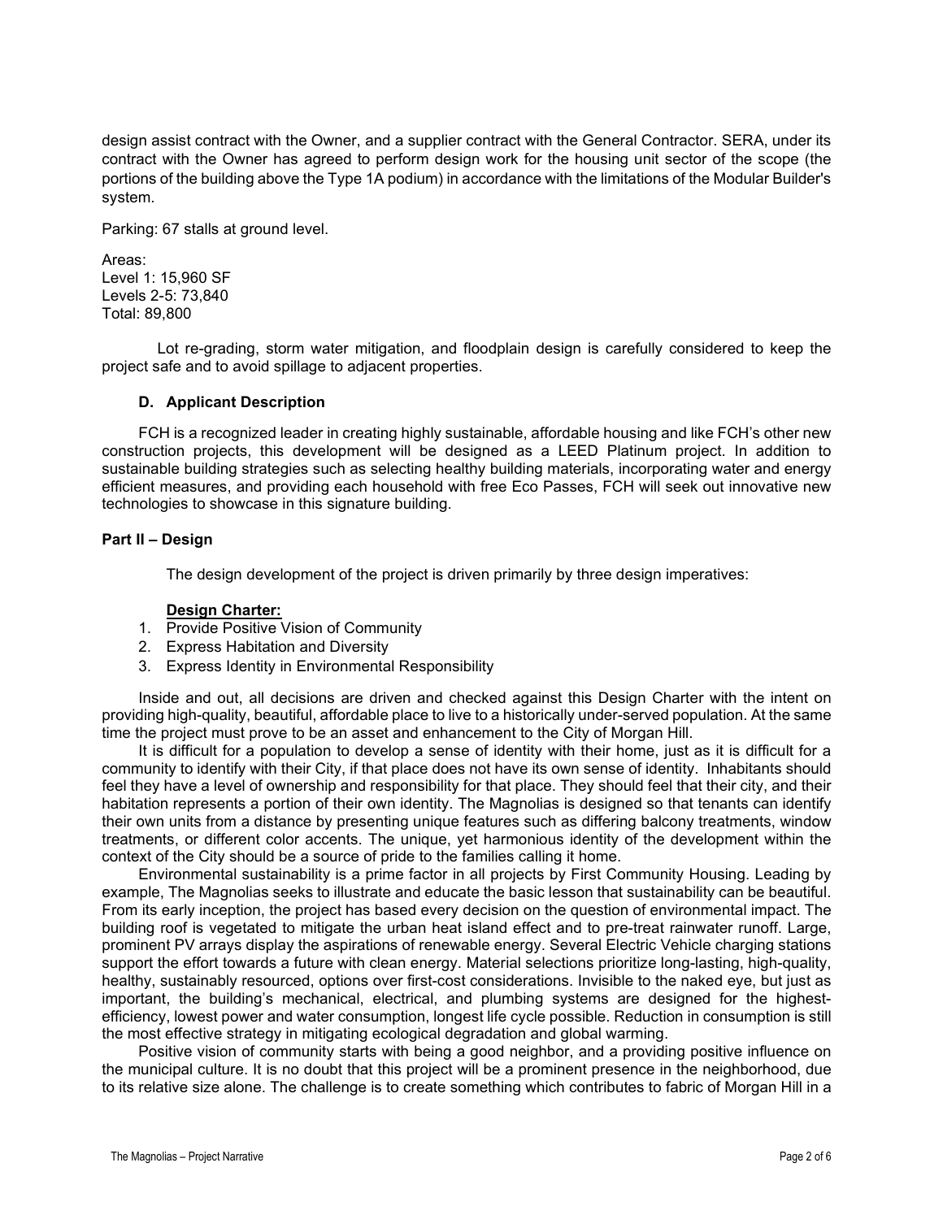design assist contract with the Owner, and a supplier contract with the General Contractor. SERA, under its contract with the Owner has agreed to perform design work for the housing unit sector of the scope (the portions of the building above the Type 1A podium) in accordance with the limitations of the Modular Builder's system.

Parking: 67 stalls at ground level.

Areas:
Level 1: 15,960 SF
Levels 2-5: 73,840
Total: 89,800

Lot re-grading, storm water mitigation, and floodplain design is carefully considered to keep the project safe and to avoid spillage to adjacent properties.

### D. Applicant Description

FCH is a recognized leader in creating highly sustainable, affordable housing and like FCH's other new construction projects, this development will be designed as a LEED Platinum project. In addition to sustainable building strategies such as selecting healthy building materials, incorporating water and energy efficient measures, and providing each household with free Eco Passes, FCH will seek out innovative new technologies to showcase in this signature building.

## Part II – Design

The design development of the project is driven primarily by three design imperatives:

**Design Charter:**

1. Provide Positive Vision of Community
2. Express Habitation and Diversity
3. Express Identity in Environmental Responsibility

Inside and out, all decisions are driven and checked against this Design Charter with the intent on providing high-quality, beautiful, affordable place to live to a historically under-served population. At the same time the project must prove to be an asset and enhancement to the City of Morgan Hill.

It is difficult for a population to develop a sense of identity with their home, just as it is difficult for a community to identify with their City, if that place does not have its own sense of identity. Inhabitants should feel they have a level of ownership and responsibility for that place. They should feel that their city, and their habitation represents a portion of their own identity. The Magnolias is designed so that tenants can identify their own units from a distance by presenting unique features such as differing balcony treatments, window treatments, or different color accents. The unique, yet harmonious identity of the development within the context of the City should be a source of pride to the families calling it home.

Environmental sustainability is a prime factor in all projects by First Community Housing. Leading by example, The Magnolias seeks to illustrate and educate the basic lesson that sustainability can be beautiful. From its early inception, the project has based every decision on the question of environmental impact. The building roof is vegetated to mitigate the urban heat island effect and to pre-treat rainwater runoff. Large, prominent PV arrays display the aspirations of renewable energy. Several Electric Vehicle charging stations support the effort towards a future with clean energy. Material selections prioritize long-lasting, high-quality, healthy, sustainably resourced, options over first-cost considerations. Invisible to the naked eye, but just as important, the building's mechanical, electrical, and plumbing systems are designed for the highest-efficiency, lowest power and water consumption, longest life cycle possible. Reduction in consumption is still the most effective strategy in mitigating ecological degradation and global warming.

Positive vision of community starts with being a good neighbor, and a providing positive influence on the municipal culture. It is no doubt that this project will be a prominent presence in the neighborhood, due to its relative size alone. The challenge is to create something which contributes to fabric of Morgan Hill in a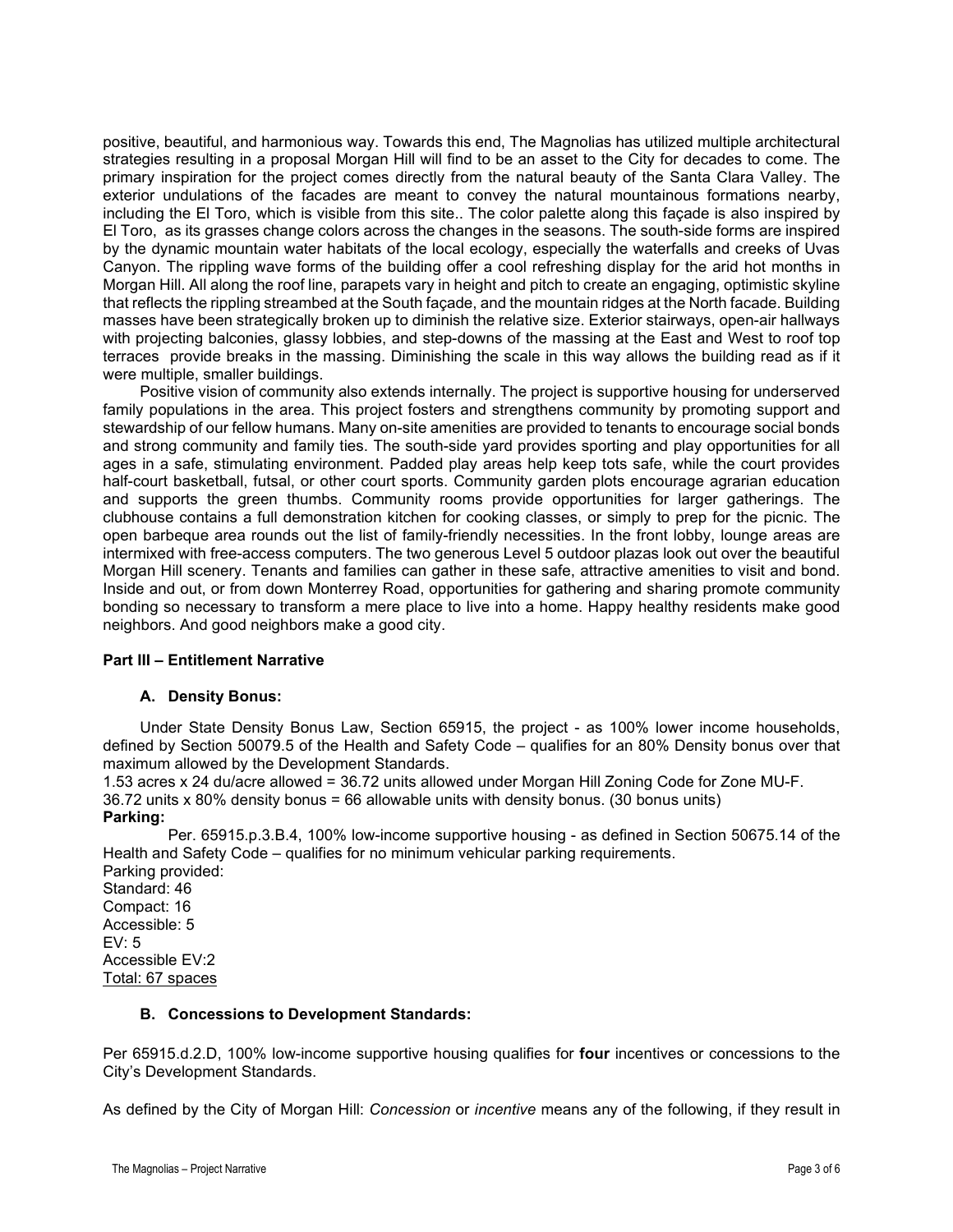positive, beautiful, and harmonious way. Towards this end, The Magnolias has utilized multiple architectural strategies resulting in a proposal Morgan Hill will find to be an asset to the City for decades to come. The primary inspiration for the project comes directly from the natural beauty of the Santa Clara Valley. The exterior undulations of the facades are meant to convey the natural mountainous formations nearby, including the El Toro, which is visible from this site.. The color palette along this façade is also inspired by El Toro, as its grasses change colors across the changes in the seasons. The south-side forms are inspired by the dynamic mountain water habitats of the local ecology, especially the waterfalls and creeks of Uvas Canyon. The rippling wave forms of the building offer a cool refreshing display for the arid hot months in Morgan Hill. All along the roof line, parapets vary in height and pitch to create an engaging, optimistic skyline that reflects the rippling streambed at the South façade, and the mountain ridges at the North facade. Building masses have been strategically broken up to diminish the relative size. Exterior stairways, open-air hallways with projecting balconies, glassy lobbies, and step-downs of the massing at the East and West to roof top terraces provide breaks in the massing. Diminishing the scale in this way allows the building read as if it were multiple, smaller buildings.

Positive vision of community also extends internally. The project is supportive housing for underserved family populations in the area. This project fosters and strengthens community by promoting support and stewardship of our fellow humans. Many on-site amenities are provided to tenants to encourage social bonds and strong community and family ties. The south-side yard provides sporting and play opportunities for all ages in a safe, stimulating environment. Padded play areas help keep tots safe, while the court provides half-court basketball, futsal, or other court sports. Community garden plots encourage agrarian education and supports the green thumbs. Community rooms provide opportunities for larger gatherings. The clubhouse contains a full demonstration kitchen for cooking classes, or simply to prep for the picnic. The open barbeque area rounds out the list of family-friendly necessities. In the front lobby, lounge areas are intermixed with free-access computers. The two generous Level 5 outdoor plazas look out over the beautiful Morgan Hill scenery. Tenants and families can gather in these safe, attractive amenities to visit and bond. Inside and out, or from down Monterrey Road, opportunities for gathering and sharing promote community bonding so necessary to transform a mere place to live into a home. Happy healthy residents make good neighbors. And good neighbors make a good city.

## Part III – Entitlement Narrative

### A. Density Bonus:

Under State Density Bonus Law, Section 65915, the project - as 100% lower income households, defined by Section 50079.5 of the Health and Safety Code – qualifies for an 80% Density bonus over that maximum allowed by the Development Standards.

1.53 acres x 24 du/acre allowed = 36.72 units allowed under Morgan Hill Zoning Code for Zone MU-F.
36.72 units x 80% density bonus = 66 allowable units with density bonus. (30 bonus units)

**Parking:**

Per. 65915.p.3.B.4, 100% low-income supportive housing - as defined in Section 50675.14 of the Health and Safety Code – qualifies for no minimum vehicular parking requirements.

Parking provided:
Standard: 46
Compact: 16
Accessible: 5
EV: 5
Accessible EV:2
<u>Total: 67 spaces</u>

### B. Concessions to Development Standards:

Per 65915.d.2.D, 100% low-income supportive housing qualifies for **four** incentives or concessions to the City's Development Standards.

As defined by the City of Morgan Hill: *Concession* or *incentive* means any of the following, if they result in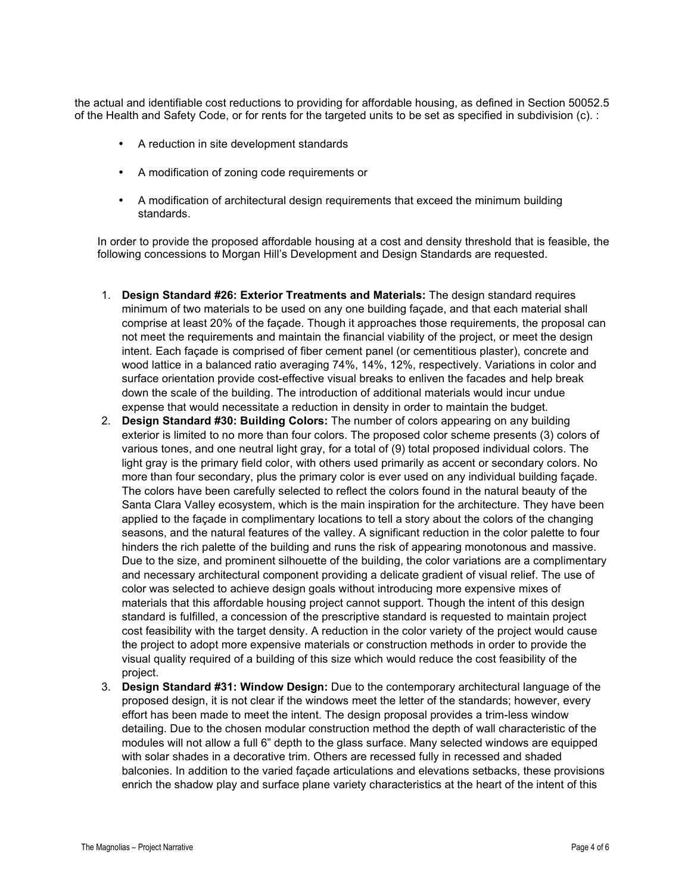the actual and identifiable cost reductions to providing for affordable housing, as defined in Section 50052.5 of the Health and Safety Code, or for rents for the targeted units to be set as specified in subdivision (c). :

- A reduction in site development standards
- A modification of zoning code requirements or
- A modification of architectural design requirements that exceed the minimum building standards.

In order to provide the proposed affordable housing at a cost and density threshold that is feasible, the following concessions to Morgan Hill's Development and Design Standards are requested.

1. **Design Standard #26: Exterior Treatments and Materials:** The design standard requires minimum of two materials to be used on any one building façade, and that each material shall comprise at least 20% of the façade. Though it approaches those requirements, the proposal can not meet the requirements and maintain the financial viability of the project, or meet the design intent. Each façade is comprised of fiber cement panel (or cementitious plaster), concrete and wood lattice in a balanced ratio averaging 74%, 14%, 12%, respectively. Variations in color and surface orientation provide cost-effective visual breaks to enliven the facades and help break down the scale of the building. The introduction of additional materials would incur undue expense that would necessitate a reduction in density in order to maintain the budget.
2. **Design Standard #30: Building Colors:** The number of colors appearing on any building exterior is limited to no more than four colors. The proposed color scheme presents (3) colors of various tones, and one neutral light gray, for a total of (9) total proposed individual colors. The light gray is the primary field color, with others used primarily as accent or secondary colors. No more than four secondary, plus the primary color is ever used on any individual building façade. The colors have been carefully selected to reflect the colors found in the natural beauty of the Santa Clara Valley ecosystem, which is the main inspiration for the architecture. They have been applied to the façade in complimentary locations to tell a story about the colors of the changing seasons, and the natural features of the valley. A significant reduction in the color palette to four hinders the rich palette of the building and runs the risk of appearing monotonous and massive. Due to the size, and prominent silhouette of the building, the color variations are a complimentary and necessary architectural component providing a delicate gradient of visual relief. The use of color was selected to achieve design goals without introducing more expensive mixes of materials that this affordable housing project cannot support. Though the intent of this design standard is fulfilled, a concession of the prescriptive standard is requested to maintain project cost feasibility with the target density. A reduction in the color variety of the project would cause the project to adopt more expensive materials or construction methods in order to provide the visual quality required of a building of this size which would reduce the cost feasibility of the project.
3. **Design Standard #31: Window Design:** Due to the contemporary architectural language of the proposed design, it is not clear if the windows meet the letter of the standards; however, every effort has been made to meet the intent. The design proposal provides a trim-less window detailing. Due to the chosen modular construction method the depth of wall characteristic of the modules will not allow a full 6" depth to the glass surface. Many selected windows are equipped with solar shades in a decorative trim. Others are recessed fully in recessed and shaded balconies. In addition to the varied façade articulations and elevations setbacks, these provisions enrich the shadow play and surface plane variety characteristics at the heart of the intent of this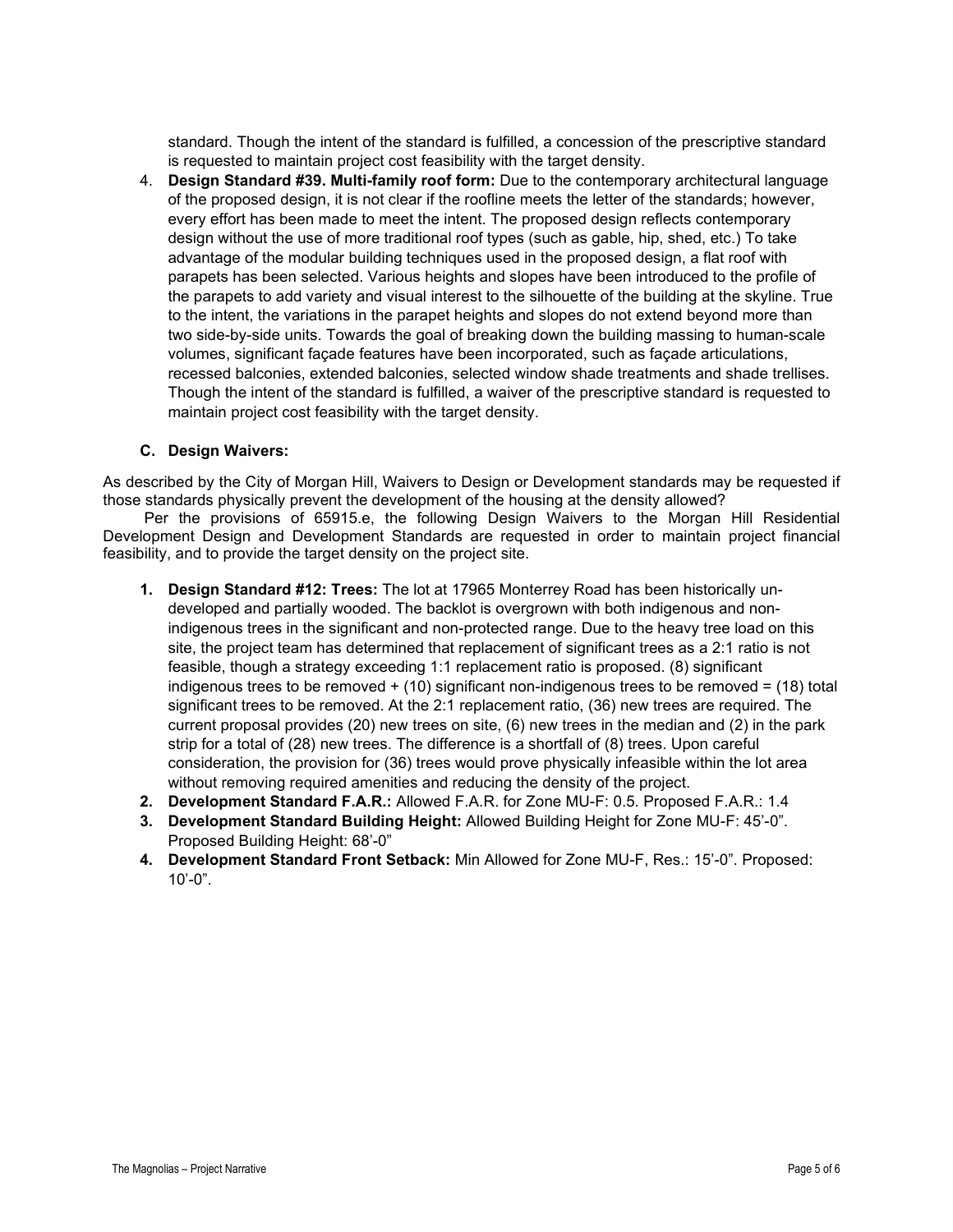standard. Though the intent of the standard is fulfilled, a concession of the prescriptive standard is requested to maintain project cost feasibility with the target density.

4. **Design Standard #39. Multi-family roof form:** Due to the contemporary architectural language of the proposed design, it is not clear if the roofline meets the letter of the standards; however, every effort has been made to meet the intent. The proposed design reflects contemporary design without the use of more traditional roof types (such as gable, hip, shed, etc.) To take advantage of the modular building techniques used in the proposed design, a flat roof with parapets has been selected. Various heights and slopes have been introduced to the profile of the parapets to add variety and visual interest to the silhouette of the building at the skyline. True to the intent, the variations in the parapet heights and slopes do not extend beyond more than two side-by-side units. Towards the goal of breaking down the building massing to human-scale volumes, significant façade features have been incorporated, such as façade articulations, recessed balconies, extended balconies, selected window shade treatments and shade trellises. Though the intent of the standard is fulfilled, a waiver of the prescriptive standard is requested to maintain project cost feasibility with the target density.

### C. Design Waivers:

As described by the City of Morgan Hill, Waivers to Design or Development standards may be requested if those standards physically prevent the development of the housing at the density allowed?

Per the provisions of 65915.e, the following Design Waivers to the Morgan Hill Residential Development Design and Development Standards are requested in order to maintain project financial feasibility, and to provide the target density on the project site.

1. **Design Standard #12: Trees:** The lot at 17965 Monterrey Road has been historically un-developed and partially wooded. The backlot is overgrown with both indigenous and non-indigenous trees in the significant and non-protected range. Due to the heavy tree load on this site, the project team has determined that replacement of significant trees as a 2:1 ratio is not feasible, though a strategy exceeding 1:1 replacement ratio is proposed. (8) significant indigenous trees to be removed + (10) significant non-indigenous trees to be removed = (18) total significant trees to be removed. At the 2:1 replacement ratio, (36) new trees are required. The current proposal provides (20) new trees on site, (6) new trees in the median and (2) in the park strip for a total of (28) new trees. The difference is a shortfall of (8) trees. Upon careful consideration, the provision for (36) trees would prove physically infeasible within the lot area without removing required amenities and reducing the density of the project.
2. **Development Standard F.A.R.:** Allowed F.A.R. for Zone MU-F: 0.5. Proposed F.A.R.: 1.4
3. **Development Standard Building Height:** Allowed Building Height for Zone MU-F: 45'-0". Proposed Building Height: 68'-0"
4. **Development Standard Front Setback:** Min Allowed for Zone MU-F, Res.: 15'-0". Proposed: 10'-0".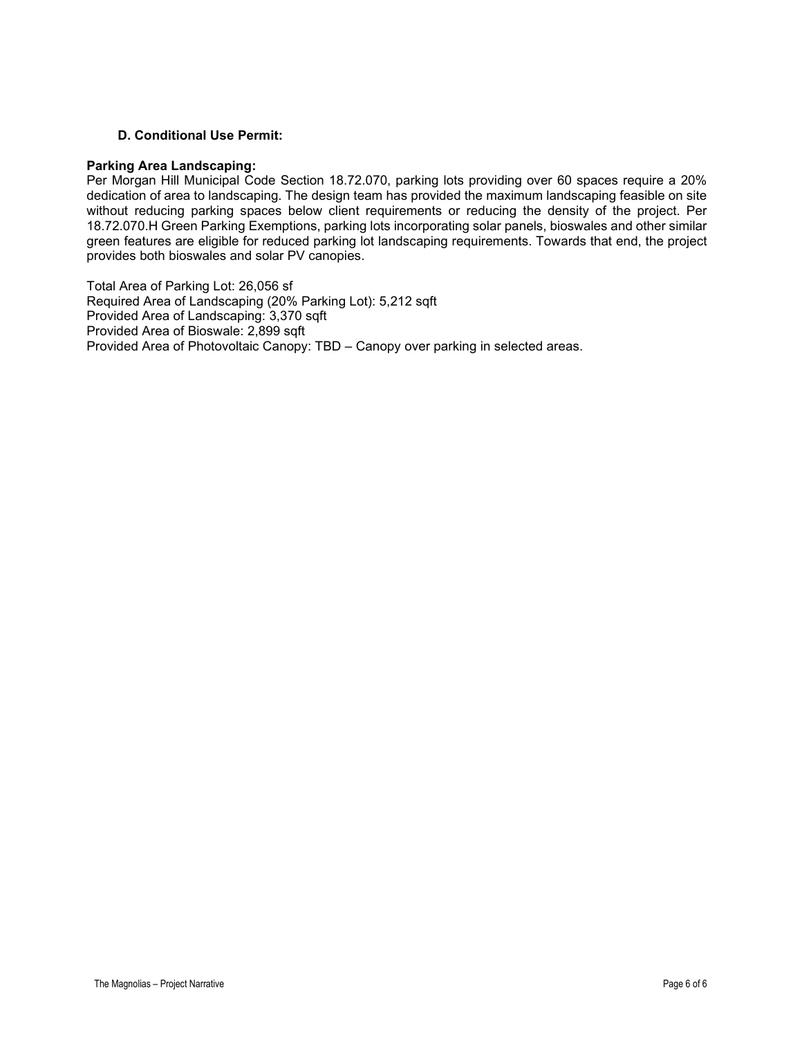### D. Conditional Use Permit:

**Parking Area Landscaping:**

Per Morgan Hill Municipal Code Section 18.72.070, parking lots providing over 60 spaces require a 20% dedication of area to landscaping. The design team has provided the maximum landscaping feasible on site without reducing parking spaces below client requirements or reducing the density of the project. Per 18.72.070.H Green Parking Exemptions, parking lots incorporating solar panels, bioswales and other similar green features are eligible for reduced parking lot landscaping requirements. Towards that end, the project provides both bioswales and solar PV canopies.

Total Area of Parking Lot: 26,056 sf
Required Area of Landscaping (20% Parking Lot): 5,212 sqft
Provided Area of Landscaping: 3,370 sqft
Provided Area of Bioswale: 2,899 sqft
Provided Area of Photovoltaic Canopy: TBD – Canopy over parking in selected areas.